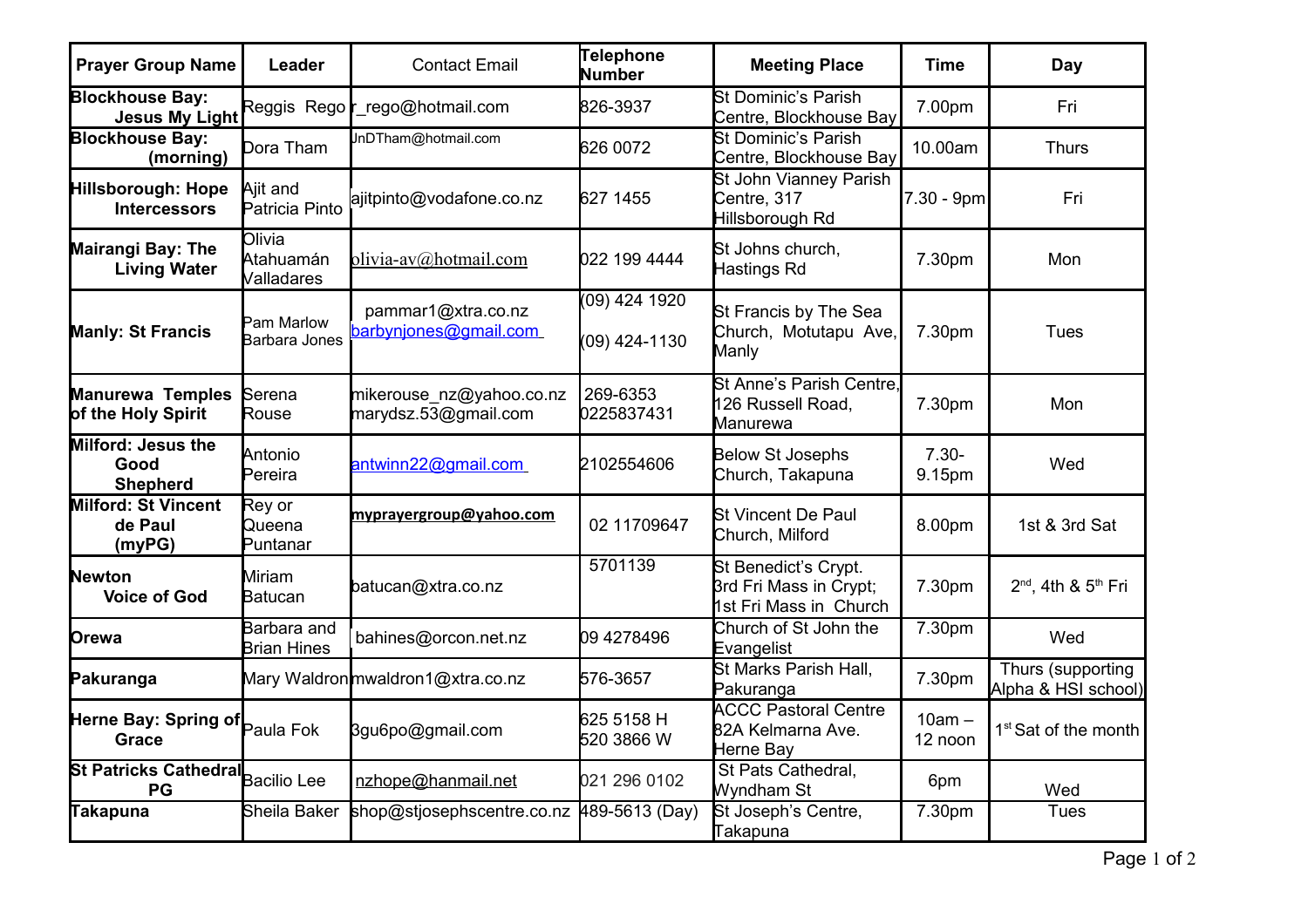| Prayer Group Name | Leader | Contact Email | Telephone Number | Meeting Place | Time | Day |
|---|---|---|---|---|---|---|
| **Blockhouse Bay: Jesus My Light** | Reggis Rego | r_rego@hotmail.com | 826-3937 | St Dominic's Parish Centre, Blockhouse Bay | 7.00pm | Fri |
| **Blockhouse Bay: (morning)** | Dora Tham | JnDTham@hotmail.com | 626 0072 | St Dominic's Parish Centre, Blockhouse Bay | 10.00am | Thurs |
| **Hillsborough: Hope Intercessors** | Ajit and Patricia Pinto | ajitpinto@vodafone.co.nz | 627 1455 | St John Vianney Parish Centre, 317 Hillsborough Rd | 7.30 - 9pm | Fri |
| **Mairangi Bay: The Living Water** | Olivia Atahuamán Valladares | olivia-av@hotmail.com | 022 199 4444 | St Johns church, Hastings Rd | 7.30pm | Mon |
| **Manly: St Francis** | Pam Marlow<br>Barbara Jones | pammar1@xtra.co.nz<br>barbynjones@gmail.com | (09) 424 1920<br>(09) 424-1130 | St Francis by The Sea Church, Motutapu Ave, Manly | 7.30pm | Tues |
| **Manurewa Temples of the Holy Spirit** | Serena Rouse | mikerouse_nz@yahoo.co.nz<br>marydsz.53@gmail.com | 269-6353<br>0225837431 | St Anne's Parish Centre, 126 Russell Road, Manurewa | 7.30pm | Mon |
| **Milford: Jesus the Good Shepherd** | Antonio Pereira | antwinn22@gmail.com | 2102554606 | Below St Josephs Church, Takapuna | 7.30-9.15pm | Wed |
| **Milford: St Vincent de Paul (myPG)** | Rey or Queena Puntanar | **myprayergroup@yahoo.com** | 02 11709647 | St Vincent De Paul Church, Milford | 8.00pm | 1st & 3rd Sat |
| **Newton Voice of God** | Miriam Batucan | batucan@xtra.co.nz | 5701139 | St Benedict's Crypt. 3rd Fri Mass in Crypt; 1st Fri Mass in Church | 7.30pm | 2nd, 4th & 5th Fri |
| **Orewa** | Barbara and Brian Hines | bahines@orcon.net.nz | 09 4278496 | Church of St John the Evangelist | 7.30pm | Wed |
| **Pakuranga** | Mary Waldron | mwaldron1@xtra.co.nz | 576-3657 | St Marks Parish Hall, Pakuranga | 7.30pm | Thurs (supporting Alpha & HSI school) |
| **Herne Bay: Spring of Grace** | Paula Fok | 3gu6po@gmail.com | 625 5158 H<br>520 3866 W | ACCC Pastoral Centre 82A Kelmarna Ave. Herne Bay | 10am – 12 noon | 1st Sat of the month |
| **St Patricks Cathedral PG** | Bacilio Lee | nzhope@hanmail.net | 021 296 0102 | St Pats Cathedral, Wyndham St | 6pm | Wed |
| **Takapuna** | Sheila Baker | shop@stjosephscentre.co.nz | 489-5613 (Day) | St Joseph's Centre, Takapuna | 7.30pm | Tues |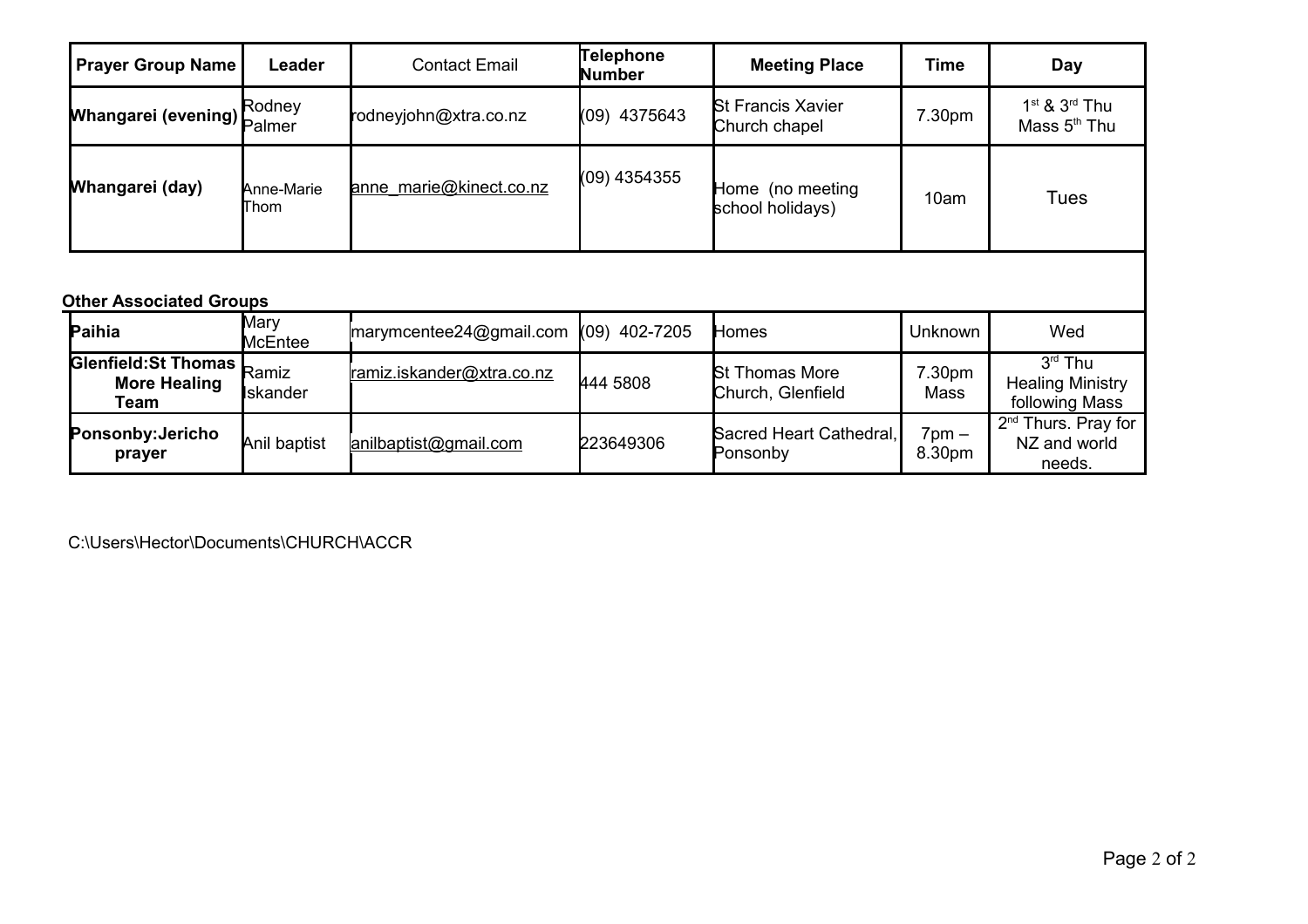| Prayer Group Name | Leader | Contact Email | Telephone Number | Meeting Place | Time | Day |
|---|---|---|---|---|---|---|
| **Whangarei (evening)** | Rodney Palmer | rodneyjohn@xtra.co.nz | (09) 4375643 | St Francis Xavier Church chapel | 7.30pm | 1st & 3rd Thu Mass 5th Thu |
| **Whangarei (day)** | Anne-Marie Thom | anne_marie@kinect.co.nz | (09) 4354355 | Home (no meeting school holidays) | 10am | Tues |

**Other Associated Groups**

| | | | | | | |
|---|---|---|---|---|---|---|
| **Paihia** | Mary McEntee | marymcentee24@gmail.com | (09) 402-7205 | Homes | Unknown | Wed |
| **Glenfield:St Thomas More Healing Team** | Ramiz Iskander | ramiz.iskander@xtra.co.nz | 444 5808 | St Thomas More Church, Glenfield | 7.30pm Mass | 3rd Thu Healing Ministry following Mass |
| **Ponsonby:Jericho prayer** | Anil baptist | anilbaptist@gmail.com | 223649306 | Sacred Heart Cathedral, Ponsonby | 7pm – 8.30pm | 2nd Thurs. Pray for NZ and world needs. |

C:\Users\Hector\Documents\CHURCH\ACCR